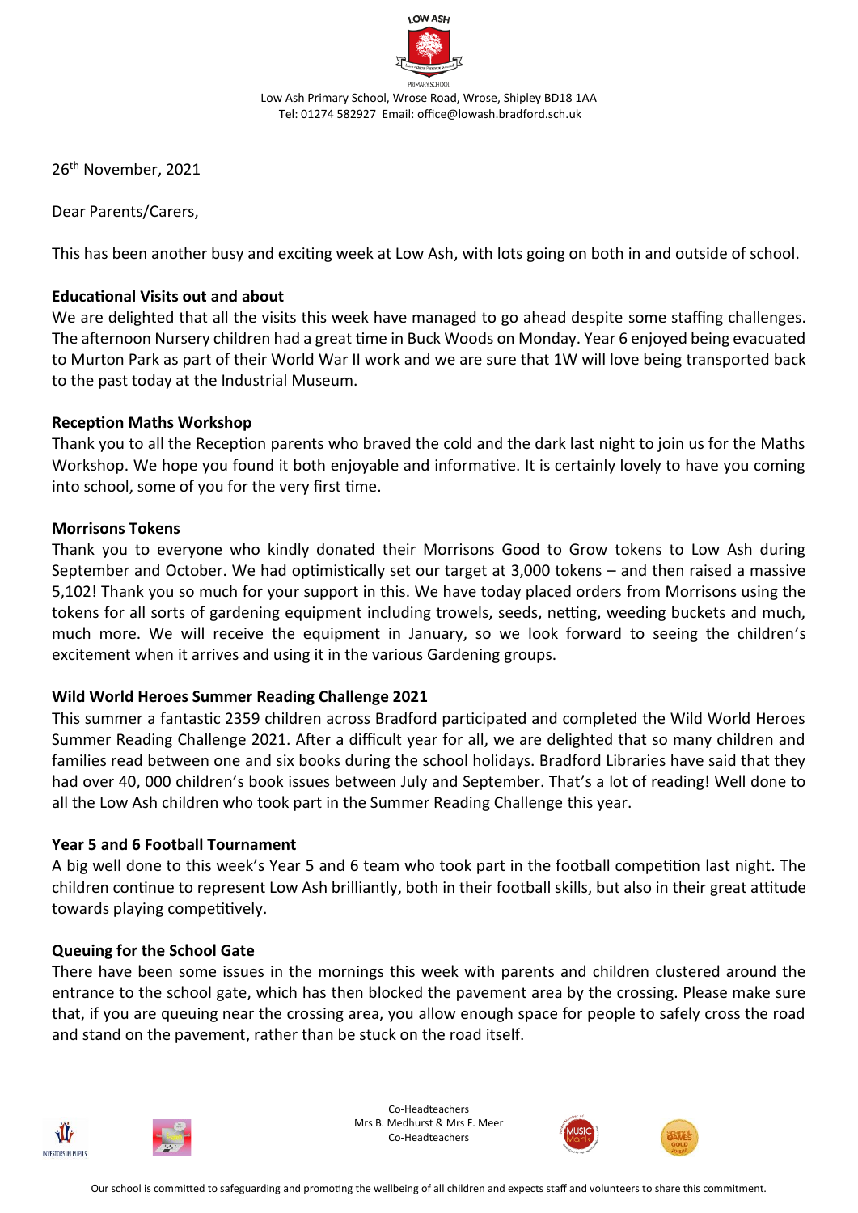LOW ASH

PRIMARY SCHOOL

Low Ash Primary School, Wrose Road, Wrose, Shipley BD18 1AA
Tel: 01274 582927 Email: office@lowash.bradford.sch.uk

26th November, 2021

Dear Parents/Carers,

This has been another busy and exciting week at Low Ash, with lots going on both in and outside of school.

**Educational Visits out and about**

We are delighted that all the visits this week have managed to go ahead despite some staffing challenges. The afternoon Nursery children had a great time in Buck Woods on Monday. Year 6 enjoyed being evacuated to Murton Park as part of their World War II work and we are sure that 1W will love being transported back to the past today at the Industrial Museum.

**Reception Maths Workshop**

Thank you to all the Reception parents who braved the cold and the dark last night to join us for the Maths Workshop. We hope you found it both enjoyable and informative. It is certainly lovely to have you coming into school, some of you for the very first time.

**Morrisons Tokens**

Thank you to everyone who kindly donated their Morrisons Good to Grow tokens to Low Ash during September and October. We had optimistically set our target at 3,000 tokens – and then raised a massive 5,102! Thank you so much for your support in this. We have today placed orders from Morrisons using the tokens for all sorts of gardening equipment including trowels, seeds, netting, weeding buckets and much, much more. We will receive the equipment in January, so we look forward to seeing the children's excitement when it arrives and using it in the various Gardening groups.

**Wild World Heroes Summer Reading Challenge 2021**

This summer a fantastic 2359 children across Bradford participated and completed the Wild World Heroes Summer Reading Challenge 2021. After a difficult year for all, we are delighted that so many children and families read between one and six books during the school holidays. Bradford Libraries have said that they had over 40, 000 children's book issues between July and September. That's a lot of reading! Well done to all the Low Ash children who took part in the Summer Reading Challenge this year.

**Year 5 and 6 Football Tournament**

A big well done to this week's Year 5 and 6 team who took part in the football competition last night. The children continue to represent Low Ash brilliantly, both in their football skills, but also in their great attitude towards playing competitively.

**Queuing for the School Gate**

There have been some issues in the mornings this week with parents and children clustered around the entrance to the school gate, which has then blocked the pavement area by the crossing. Please make sure that, if you are queuing near the crossing area, you allow enough space for people to safely cross the road and stand on the pavement, rather than be stuck on the road itself.

Co-Headteachers
Mrs B. Medhurst & Mrs F. Meer
Co-Headteachers

Our school is committed to safeguarding and promoting the wellbeing of all children and expects staff and volunteers to share this commitment.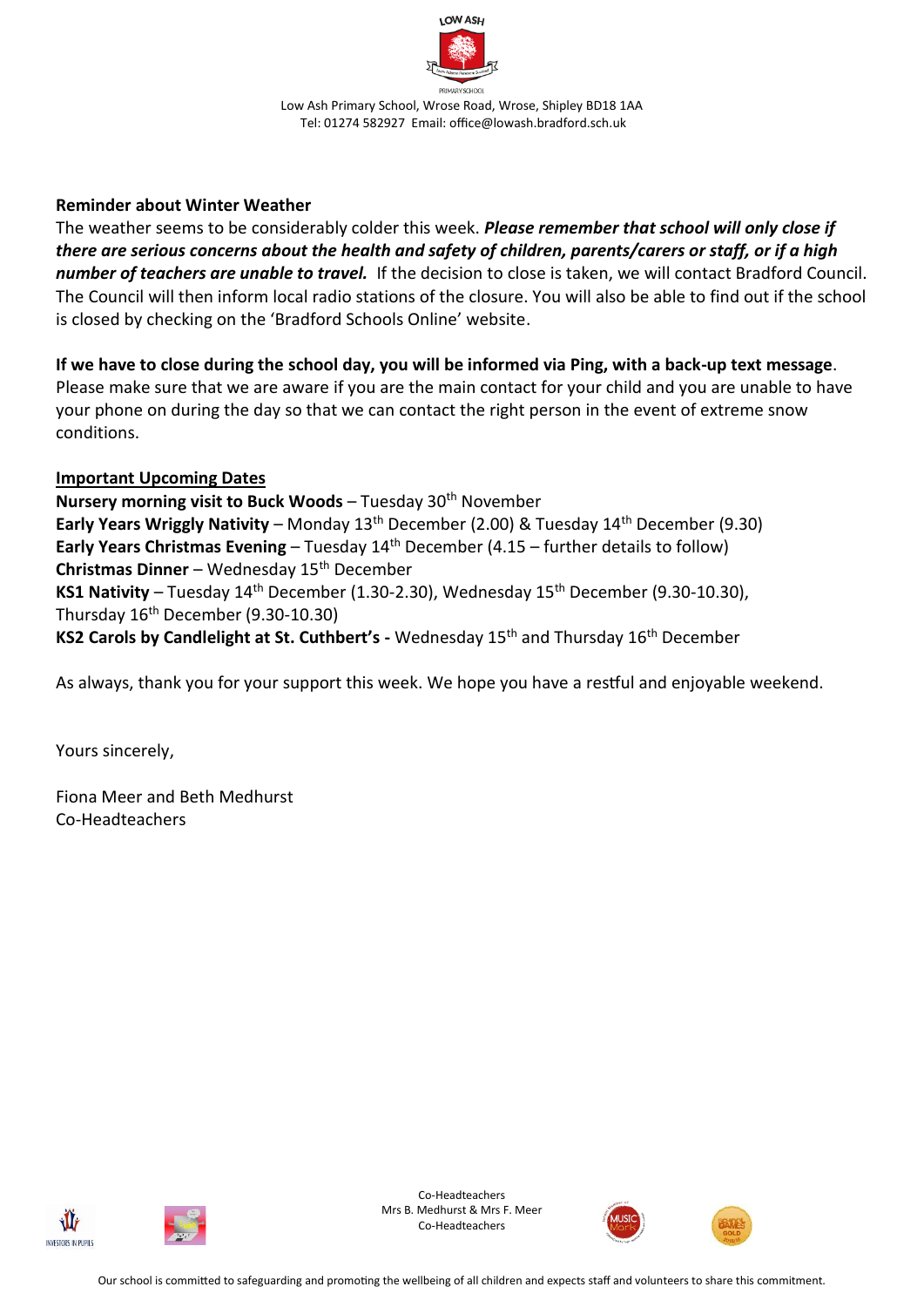Low Ash Primary School, Wrose Road, Wrose, Shipley BD18 1AA
Tel: 01274 582927 Email: office@lowash.bradford.sch.uk

**Reminder about Winter Weather**

The weather seems to be considerably colder this week. ***Please remember that school will only close if there are serious concerns about the health and safety of children, parents/carers or staff, or if a high number of teachers are unable to travel.*** If the decision to close is taken, we will contact Bradford Council. The Council will then inform local radio stations of the closure. You will also be able to find out if the school is closed by checking on the 'Bradford Schools Online' website.

**If we have to close during the school day, you will be informed via Ping, with a back-up text message**. Please make sure that we are aware if you are the main contact for your child and you are unable to have your phone on during the day so that we can contact the right person in the event of extreme snow conditions.

**Important Upcoming Dates**

**Nursery morning visit to Buck Woods** – Tuesday 30th November
**Early Years Wriggly Nativity** – Monday 13th December (2.00) & Tuesday 14th December (9.30)
**Early Years Christmas Evening** – Tuesday 14th December (4.15 – further details to follow)
**Christmas Dinner** – Wednesday 15th December
**KS1 Nativity** – Tuesday 14th December (1.30-2.30), Wednesday 15th December (9.30-10.30), Thursday 16th December (9.30-10.30)
**KS2 Carols by Candlelight at St. Cuthbert's -** Wednesday 15th and Thursday 16th December

As always, thank you for your support this week. We hope you have a restful and enjoyable weekend.

Yours sincerely,

Fiona Meer and Beth Medhurst
Co-Headteachers